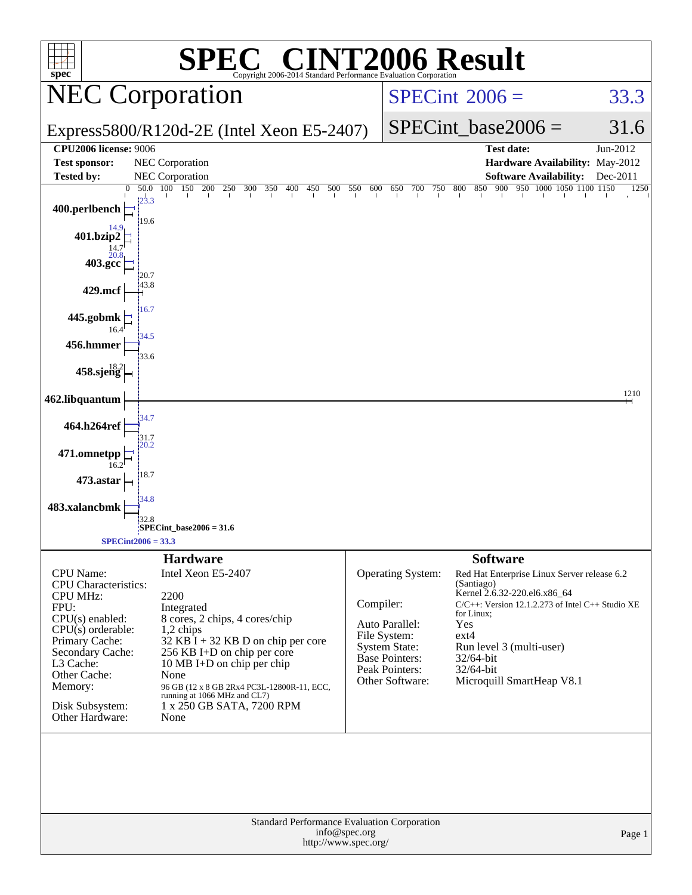# SPEC® CINT2006 Result

Copyright 2006-2014 Standard Performance Evaluation Corporation

## NEC Corporation

Express5800/R120d-2E (Intel Xeon E5-2407)

SPECint 2006 = 33.3

SPECint_base2006 = 31.6

| | | | |
|---|---|---|---|
| **CPU2006 license:** 9006 | | **Test date:** | Jun-2012 |
| **Test sponsor:** | NEC Corporation | **Hardware Availability:** | May-2012 |
| **Tested by:** | NEC Corporation | **Software Availability:** | Dec-2011 |

| Benchmark | Peak | Base |
|---|---|---|
| 400.perlbench | 23.3 | 19.6 |
| 401.bzip2 | 14.9 | 14.7 |
| 403.gcc | 20.8 | 20.7 |
| 429.mcf | 43.8 | |
| 445.gobmk | 16.7 | 16.4 |
| 456.hmmer | 34.5 | 33.6 |
| 458.sjeng | 18.2 | |
| 462.libquantum | 1210 | |
| 464.h264ref | 34.7 | 31.7 |
| 471.omnetpp | 20.2 | 16.2 |
| 473.astar | 18.7 | |
| 483.xalancbmk | 34.8 | 32.8 |

SPECint_base2006 = 31.6

SPECint2006 = 33.3

### Hardware

| | |
|---|---|
| CPU Name: | Intel Xeon E5-2407 |
| CPU Characteristics: | |
| CPU MHz: | 2200 |
| FPU: | Integrated |
| CPU(s) enabled: | 8 cores, 2 chips, 4 cores/chip |
| CPU(s) orderable: | 1,2 chips |
| Primary Cache: | 32 KB I + 32 KB D on chip per core |
| Secondary Cache: | 256 KB I+D on chip per core |
| L3 Cache: | 10 MB I+D on chip per chip |
| Other Cache: | None |
| Memory: | 96 GB (12 x 8 GB 2Rx4 PC3L-12800R-11, ECC, running at 1066 MHz and CL7) |
| Disk Subsystem: | 1 x 250 GB SATA, 7200 RPM |
| Other Hardware: | None |

### Software

| | |
|---|---|
| Operating System: | Red Hat Enterprise Linux Server release 6.2 (Santiago) Kernel 2.6.32-220.el6.x86_64 |
| Compiler: | C/C++: Version 12.1.2.273 of Intel C++ Studio XE for Linux; |
| Auto Parallel: | Yes |
| File System: | ext4 |
| System State: | Run level 3 (multi-user) |
| Base Pointers: | 32/64-bit |
| Peak Pointers: | 32/64-bit |
| Other Software: | Microquill SmartHeap V8.1 |

Standard Performance Evaluation Corporation
info@spec.org
http://www.spec.org/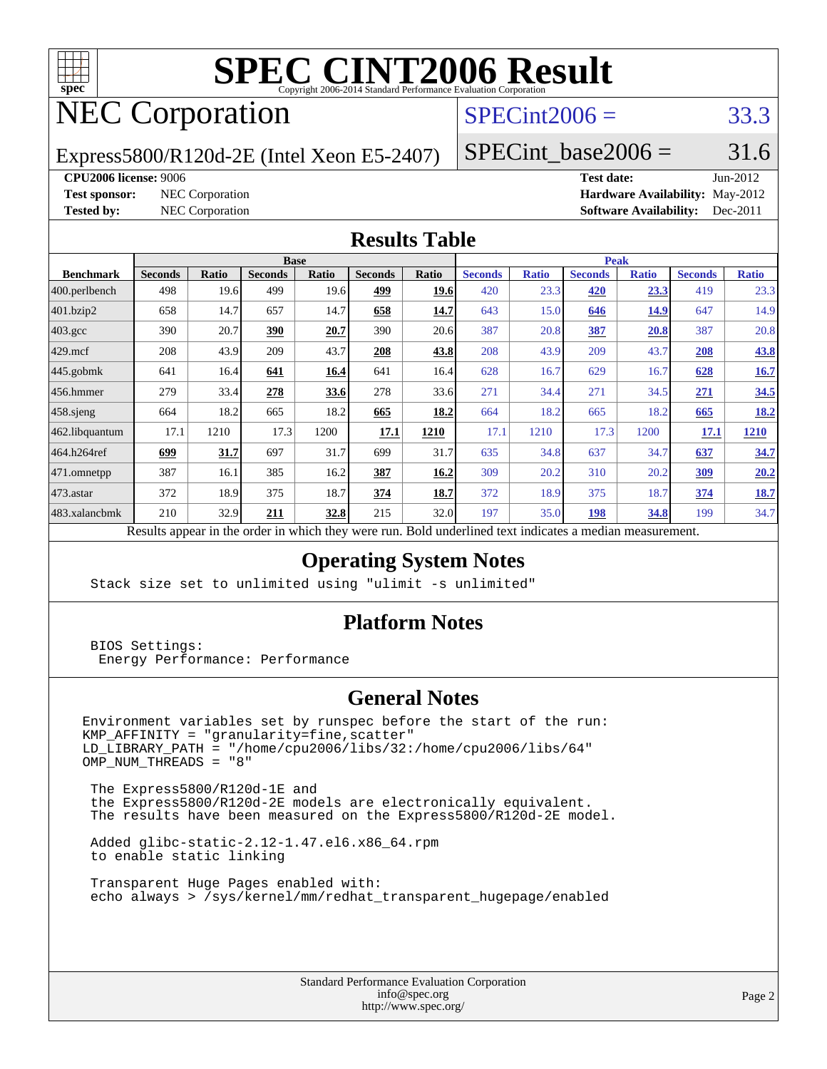# SPEC CINT2006 Result

Copyright 2006-2014 Standard Performance Evaluation Corporation

## NEC Corporation

Express5800/R120d-2E (Intel Xeon E5-2407)

SPECint2006 = 33.3

SPECint_base2006 = 31.6

**CPU2006 license:** 9006 | **Test date:** Jun-2012
**Test sponsor:** NEC Corporation | **Hardware Availability:** May-2012
**Tested by:** NEC Corporation | **Software Availability:** Dec-2011

## Results Table

| Benchmark | Base | | | | | | Peak | | | | | |
|---|---|---|---|---|---|---|---|---|---|---|---|---|
| | Seconds | Ratio | Seconds | Ratio | Seconds | Ratio | Seconds | Ratio | Seconds | Ratio | Seconds | Ratio |
| 400.perlbench | 498 | 19.6 | 499 | 19.6 | **499** | **19.6** | 420 | 23.3 | **420** | **23.3** | 419 | 23.3 |
| 401.bzip2 | 658 | 14.7 | 657 | 14.7 | **658** | **14.7** | 643 | 15.0 | **646** | **14.9** | 647 | 14.9 |
| 403.gcc | 390 | 20.7 | **390** | **20.7** | 390 | 20.6 | 387 | 20.8 | **387** | **20.8** | 387 | 20.8 |
| 429.mcf | 208 | 43.9 | 209 | 43.7 | **208** | **43.8** | 208 | 43.9 | 209 | 43.7 | **208** | **43.8** |
| 445.gobmk | 641 | 16.4 | **641** | **16.4** | 641 | 16.4 | 628 | 16.7 | 629 | 16.7 | **628** | **16.7** |
| 456.hmmer | 279 | 33.4 | **278** | **33.6** | 278 | 33.6 | 271 | 34.4 | 271 | 34.5 | **271** | **34.5** |
| 458.sjeng | 664 | 18.2 | 665 | 18.2 | **665** | **18.2** | 664 | 18.2 | 665 | 18.2 | **665** | **18.2** |
| 462.libquantum | 17.1 | 1210 | 17.3 | 1200 | **17.1** | **1210** | 17.1 | 1210 | 17.3 | 1200 | **17.1** | **1210** |
| 464.h264ref | **699** | **31.7** | 697 | 31.7 | 699 | 31.7 | 635 | 34.8 | 637 | 34.7 | **637** | **34.7** |
| 471.omnetpp | 387 | 16.1 | 385 | 16.2 | **387** | **16.2** | 309 | 20.2 | 310 | 20.2 | **309** | **20.2** |
| 473.astar | 372 | 18.9 | 375 | 18.7 | **374** | **18.7** | 372 | 18.9 | 375 | 18.7 | **374** | **18.7** |
| 483.xalancbmk | 210 | 32.9 | **211** | **32.8** | 215 | 32.0 | 197 | 35.0 | **198** | **34.8** | 199 | 34.7 |

Results appear in the order in which they were run. Bold underlined text indicates a median measurement.

## Operating System Notes

```
Stack size set to unlimited using "ulimit -s unlimited"
```

## Platform Notes

```
BIOS Settings:
 Energy Performance: Performance
```

## General Notes

```
Environment variables set by runspec before the start of the run:
KMP_AFFINITY = "granularity=fine,scatter"
LD_LIBRARY_PATH = "/home/cpu2006/libs/32:/home/cpu2006/libs/64"
OMP_NUM_THREADS = "8"

 The Express5800/R120d-1E and
 the Express5800/R120d-2E models are electronically equivalent.
 The results have been measured on the Express5800/R120d-2E model.

 Added glibc-static-2.12-1.47.el6.x86_64.rpm
 to enable static linking

 Transparent Huge Pages enabled with:
 echo always > /sys/kernel/mm/redhat_transparent_hugepage/enabled
```

Standard Performance Evaluation Corporation
info@spec.org
http://www.spec.org/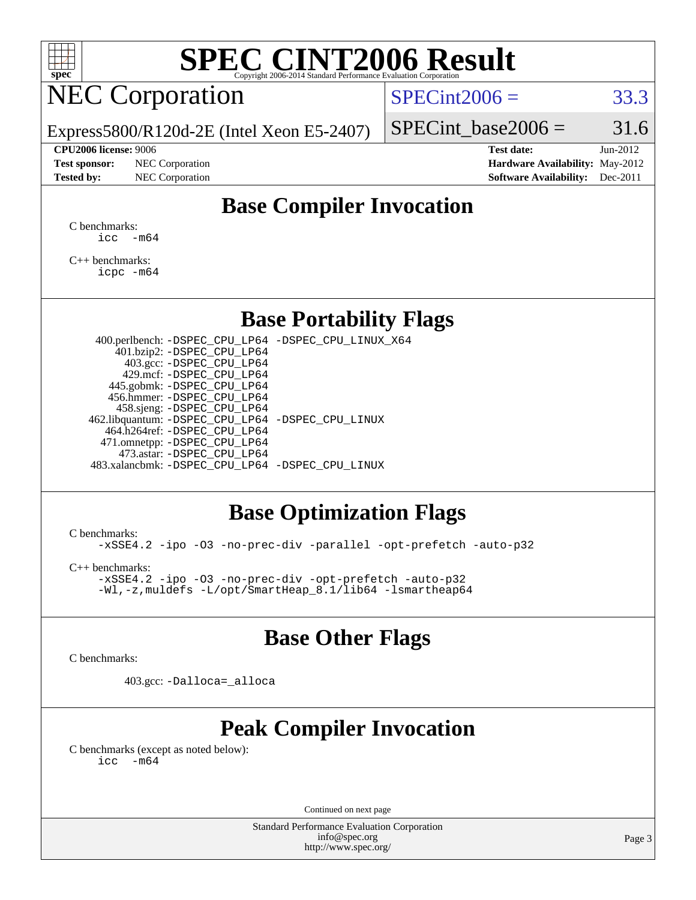# SPEC CINT2006 Result

Copyright 2006-2014 Standard Performance Evaluation Corporation

## NEC Corporation

Express5800/R120d-2E (Intel Xeon E5-2407)

SPECint2006 = 33.3

SPECint_base2006 = 31.6

| | | | |
|---|---|---|---|
| **CPU2006 license:** 9006 | | **Test date:** | Jun-2012 |
| **Test sponsor:** | NEC Corporation | **Hardware Availability:** | May-2012 |
| **Tested by:** | NEC Corporation | **Software Availability:** | Dec-2011 |

## Base Compiler Invocation

C benchmarks:

```
icc  -m64
```

C++ benchmarks:

```
icpc -m64
```

## Base Portability Flags

```
400.perlbench: -DSPEC_CPU_LP64 -DSPEC_CPU_LINUX_X64
    401.bzip2: -DSPEC_CPU_LP64
      403.gcc: -DSPEC_CPU_LP64
      429.mcf: -DSPEC_CPU_LP64
   445.gobmk: -DSPEC_CPU_LP64
   456.hmmer: -DSPEC_CPU_LP64
   458.sjeng: -DSPEC_CPU_LP64
462.libquantum: -DSPEC_CPU_LP64 -DSPEC_CPU_LINUX
  464.h264ref: -DSPEC_CPU_LP64
  471.omnetpp: -DSPEC_CPU_LP64
    473.astar: -DSPEC_CPU_LP64
483.xalancbmk: -DSPEC_CPU_LP64 -DSPEC_CPU_LINUX
```

## Base Optimization Flags

C benchmarks:

```
-xSSE4.2 -ipo -O3 -no-prec-div -parallel -opt-prefetch -auto-p32
```

C++ benchmarks:

```
-xSSE4.2 -ipo -O3 -no-prec-div -opt-prefetch -auto-p32
-Wl,-z,muldefs -L/opt/SmartHeap_8.1/lib64 -lsmartheap64
```

## Base Other Flags

C benchmarks:

```
403.gcc: -Dalloca=_alloca
```

## Peak Compiler Invocation

C benchmarks (except as noted below):

```
icc  -m64
```

Continued on next page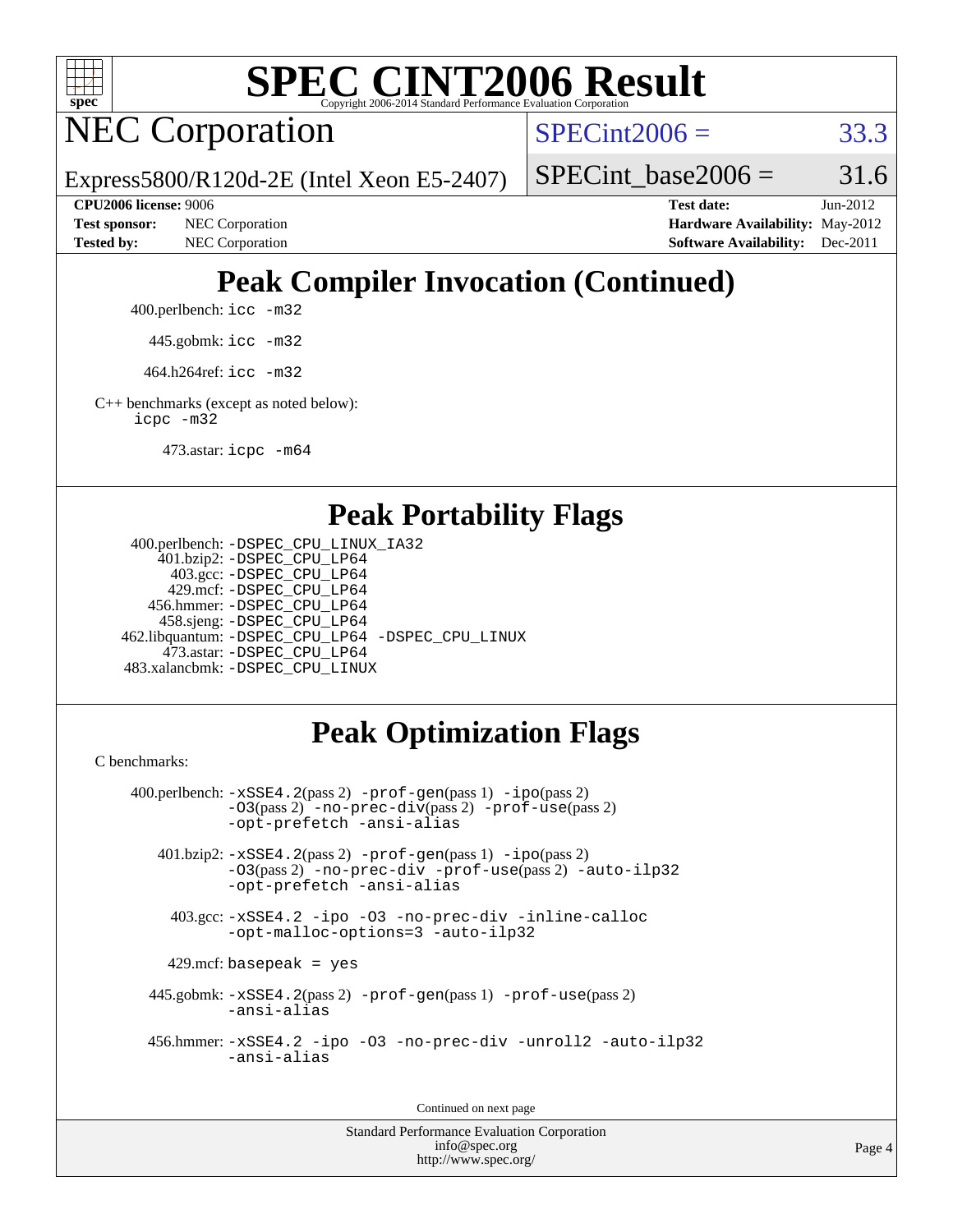# SPEC CINT2006 Result

## NEC Corporation

Express5800/R120d-2E (Intel Xeon E5-2407)

SPECint2006 = 33.3

SPECint_base2006 = 31.6

**CPU2006 license:** 9006
**Test sponsor:** NEC Corporation
**Tested by:** NEC Corporation

**Test date:** Jun-2012
**Hardware Availability:** May-2012
**Software Availability:** Dec-2011

## Peak Compiler Invocation (Continued)

400.perlbench: `icc -m32`

445.gobmk: `icc -m32`

464.h264ref: `icc -m32`

C++ benchmarks (except as noted below):
`icpc -m32`

473.astar: `icpc -m64`

## Peak Portability Flags

400.perlbench: `-DSPEC_CPU_LINUX_IA32`
401.bzip2: `-DSPEC_CPU_LP64`
403.gcc: `-DSPEC_CPU_LP64`
429.mcf: `-DSPEC_CPU_LP64`
456.hmmer: `-DSPEC_CPU_LP64`
458.sjeng: `-DSPEC_CPU_LP64`
462.libquantum: `-DSPEC_CPU_LP64 -DSPEC_CPU_LINUX`
473.astar: `-DSPEC_CPU_LP64`
483.xalancbmk: `-DSPEC_CPU_LINUX`

## Peak Optimization Flags

C benchmarks:

400.perlbench: `-xSSE4.2`(pass 2) `-prof-gen`(pass 1) `-ipo`(pass 2) `-O3`(pass 2) `-no-prec-div`(pass 2) `-prof-use`(pass 2) `-opt-prefetch -ansi-alias`

401.bzip2: `-xSSE4.2`(pass 2) `-prof-gen`(pass 1) `-ipo`(pass 2) `-O3`(pass 2) `-no-prec-div -prof-use`(pass 2) `-auto-ilp32 -opt-prefetch -ansi-alias`

403.gcc: `-xSSE4.2 -ipo -O3 -no-prec-div -inline-calloc -opt-malloc-options=3 -auto-ilp32`

429.mcf: `basepeak = yes`

445.gobmk: `-xSSE4.2`(pass 2) `-prof-gen`(pass 1) `-prof-use`(pass 2) `-ansi-alias`

456.hmmer: `-xSSE4.2 -ipo -O3 -no-prec-div -unroll2 -auto-ilp32 -ansi-alias`

Continued on next page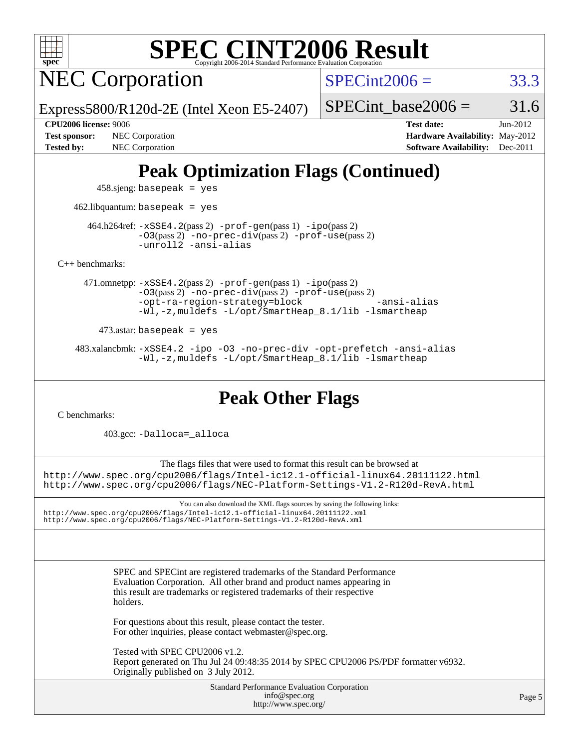# Peak Optimization Flags (Continued)

458.sjeng: `basepeak = yes`

462.libquantum: `basepeak = yes`

464.h264ref: `-xSSE4.2`(pass 2) `-prof-gen`(pass 1) `-ipo`(pass 2) `-O3`(pass 2) `-no-prec-div`(pass 2) `-prof-use`(pass 2) `-unroll2 -ansi-alias`

C++ benchmarks:

471.omnetpp: `-xSSE4.2`(pass 2) `-prof-gen`(pass 1) `-ipo`(pass 2) `-O3`(pass 2) `-no-prec-div`(pass 2) `-prof-use`(pass 2) `-opt-ra-region-strategy=block -ansi-alias -Wl,-z,muldefs -L/opt/SmartHeap_8.1/lib -lsmartheap`

473.astar: `basepeak = yes`

483.xalancbmk: `-xSSE4.2 -ipo -O3 -no-prec-div -opt-prefetch -ansi-alias -Wl,-z,muldefs -L/opt/SmartHeap_8.1/lib -lsmartheap`

# Peak Other Flags

C benchmarks:

403.gcc: `-Dalloca=_alloca`

The flags files that were used to format this result can be browsed at
http://www.spec.org/cpu2006/flags/Intel-ic12.1-official-linux64.20111122.html
http://www.spec.org/cpu2006/flags/NEC-Platform-Settings-V1.2-R120d-RevA.html

You can also download the XML flags sources by saving the following links:
http://www.spec.org/cpu2006/flags/Intel-ic12.1-official-linux64.20111122.xml
http://www.spec.org/cpu2006/flags/NEC-Platform-Settings-V1.2-R120d-RevA.xml

SPEC and SPECint are registered trademarks of the Standard Performance Evaluation Corporation. All other brand and product names appearing in this result are trademarks or registered trademarks of their respective holders.

For questions about this result, please contact the tester.
For other inquiries, please contact webmaster@spec.org.

Tested with SPEC CPU2006 v1.2.
Report generated on Thu Jul 24 09:48:35 2014 by SPEC CPU2006 PS/PDF formatter v6932.
Originally published on 3 July 2012.